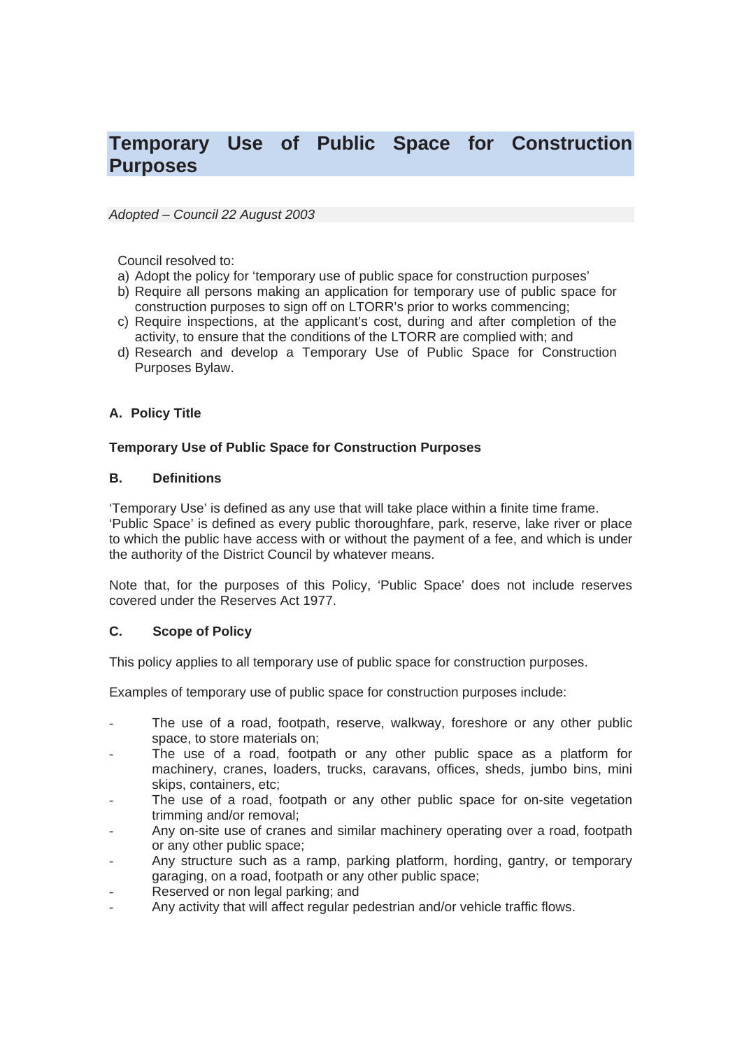# Temporary Use of Public Space for Construction Purposes

*Adopted – Council 22 August 2003*

Council resolved to:

a) Adopt the policy for 'temporary use of public space for construction purposes'
b) Require all persons making an application for temporary use of public space for construction purposes to sign off on LTORR's prior to works commencing;
c) Require inspections, at the applicant's cost, during and after completion of the activity, to ensure that the conditions of the LTORR are complied with; and
d) Research and develop a Temporary Use of Public Space for Construction Purposes Bylaw.

### A. Policy Title

**Temporary Use of Public Space for Construction Purposes**

### B. Definitions

'Temporary Use' is defined as any use that will take place within a finite time frame.
'Public Space' is defined as every public thoroughfare, park, reserve, lake river or place to which the public have access with or without the payment of a fee, and which is under the authority of the District Council by whatever means.

Note that, for the purposes of this Policy, 'Public Space' does not include reserves covered under the Reserves Act 1977.

### C. Scope of Policy

This policy applies to all temporary use of public space for construction purposes.

Examples of temporary use of public space for construction purposes include:

- The use of a road, footpath, reserve, walkway, foreshore or any other public space, to store materials on;
- The use of a road, footpath or any other public space as a platform for machinery, cranes, loaders, trucks, caravans, offices, sheds, jumbo bins, mini skips, containers, etc;
- The use of a road, footpath or any other public space for on-site vegetation trimming and/or removal;
- Any on-site use of cranes and similar machinery operating over a road, footpath or any other public space;
- Any structure such as a ramp, parking platform, hording, gantry, or temporary garaging, on a road, footpath or any other public space;
- Reserved or non legal parking; and
- Any activity that will affect regular pedestrian and/or vehicle traffic flows.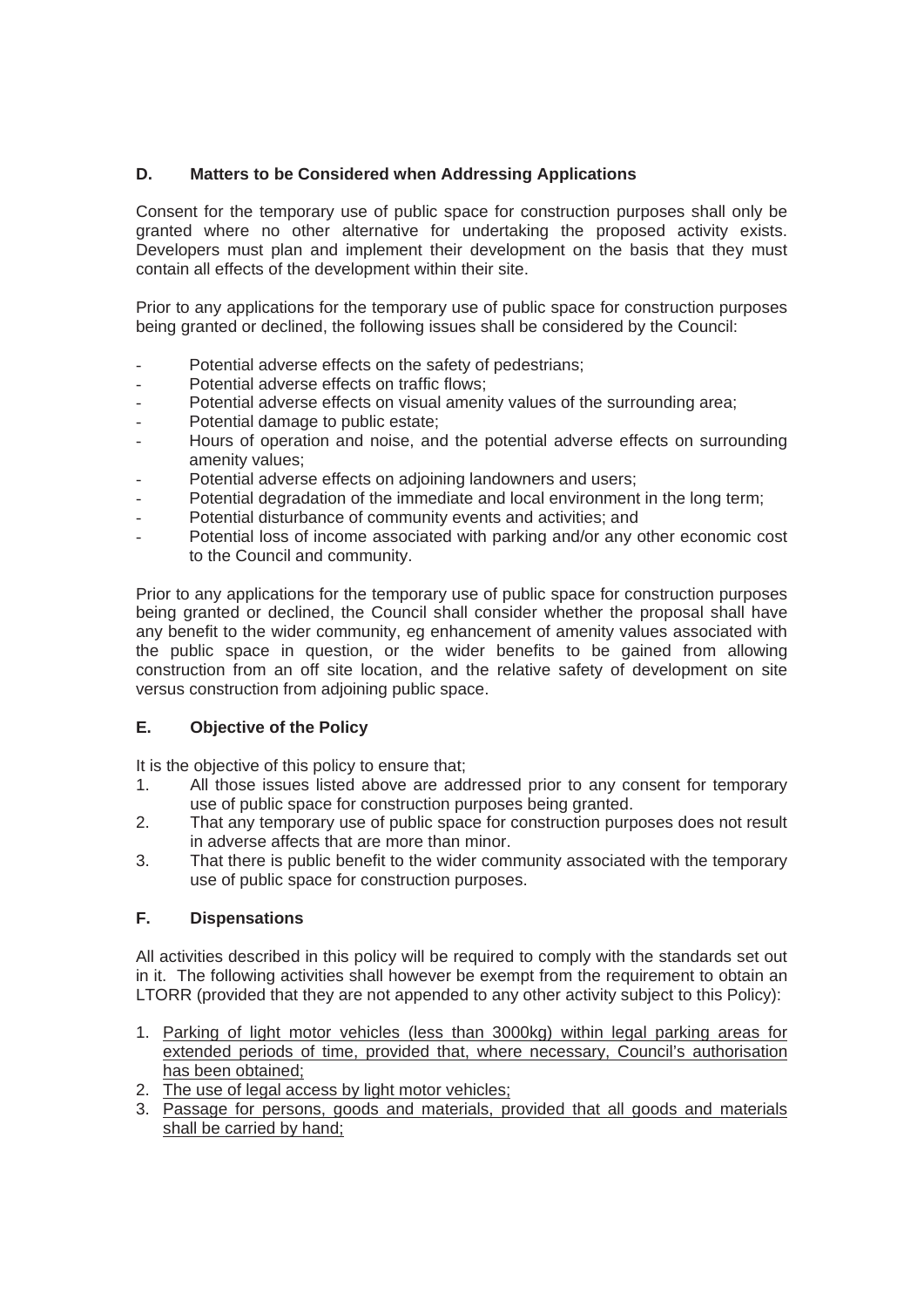## D. Matters to be Considered when Addressing Applications

Consent for the temporary use of public space for construction purposes shall only be granted where no other alternative for undertaking the proposed activity exists. Developers must plan and implement their development on the basis that they must contain all effects of the development within their site.

Prior to any applications for the temporary use of public space for construction purposes being granted or declined, the following issues shall be considered by the Council:

- Potential adverse effects on the safety of pedestrians;
- Potential adverse effects on traffic flows;
- Potential adverse effects on visual amenity values of the surrounding area;
- Potential damage to public estate;
- Hours of operation and noise, and the potential adverse effects on surrounding amenity values;
- Potential adverse effects on adjoining landowners and users;
- Potential degradation of the immediate and local environment in the long term;
- Potential disturbance of community events and activities; and
- Potential loss of income associated with parking and/or any other economic cost to the Council and community.

Prior to any applications for the temporary use of public space for construction purposes being granted or declined, the Council shall consider whether the proposal shall have any benefit to the wider community, eg enhancement of amenity values associated with the public space in question, or the wider benefits to be gained from allowing construction from an off site location, and the relative safety of development on site versus construction from adjoining public space.

## E. Objective of the Policy

It is the objective of this policy to ensure that;

1. All those issues listed above are addressed prior to any consent for temporary use of public space for construction purposes being granted.
2. That any temporary use of public space for construction purposes does not result in adverse affects that are more than minor.
3. That there is public benefit to the wider community associated with the temporary use of public space for construction purposes.

## F. Dispensations

All activities described in this policy will be required to comply with the standards set out in it. The following activities shall however be exempt from the requirement to obtain an LTORR (provided that they are not appended to any other activity subject to this Policy):

1. <u>Parking of light motor vehicles (less than 3000kg) within legal parking areas for extended periods of time, provided that, where necessary, Council's authorisation has been obtained;</u>
2. <u>The use of legal access by light motor vehicles;</u>
3. <u>Passage for persons, goods and materials, provided that all goods and materials shall be carried by hand;</u>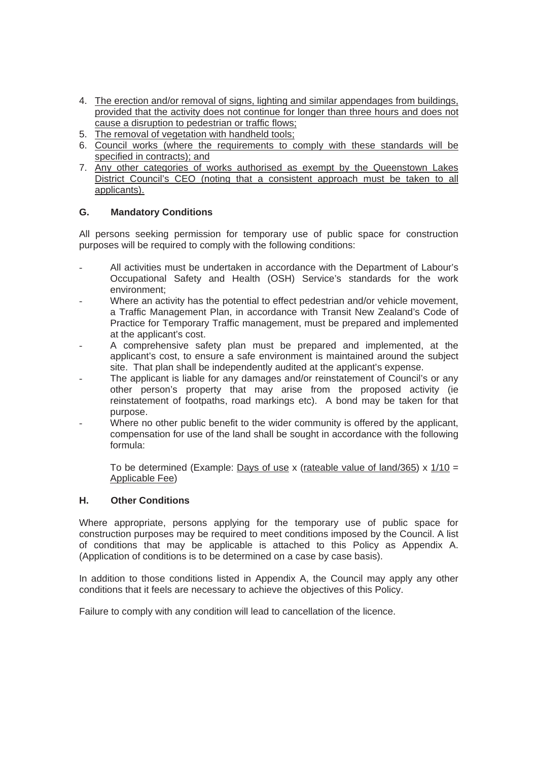4. The erection and/or removal of signs, lighting and similar appendages from buildings, provided that the activity does not continue for longer than three hours and does not cause a disruption to pedestrian or traffic flows;
5. The removal of vegetation with handheld tools;
6. Council works (where the requirements to comply with these standards will be specified in contracts); and
7. Any other categories of works authorised as exempt by the Queenstown Lakes District Council's CEO (noting that a consistent approach must be taken to all applicants).

## G. Mandatory Conditions

All persons seeking permission for temporary use of public space for construction purposes will be required to comply with the following conditions:

- All activities must be undertaken in accordance with the Department of Labour's Occupational Safety and Health (OSH) Service's standards for the work environment;
- Where an activity has the potential to effect pedestrian and/or vehicle movement, a Traffic Management Plan, in accordance with Transit New Zealand's Code of Practice for Temporary Traffic management, must be prepared and implemented at the applicant's cost.
- A comprehensive safety plan must be prepared and implemented, at the applicant's cost, to ensure a safe environment is maintained around the subject site. That plan shall be independently audited at the applicant's expense.
- The applicant is liable for any damages and/or reinstatement of Council's or any other person's property that may arise from the proposed activity (ie reinstatement of footpaths, road markings etc). A bond may be taken for that purpose.
- Where no other public benefit to the wider community is offered by the applicant, compensation for use of the land shall be sought in accordance with the following formula:

  To be determined (Example: Days of use x (rateable value of land/365) x 1/10 = Applicable Fee)

## H. Other Conditions

Where appropriate, persons applying for the temporary use of public space for construction purposes may be required to meet conditions imposed by the Council. A list of conditions that may be applicable is attached to this Policy as Appendix A. (Application of conditions is to be determined on a case by case basis).

In addition to those conditions listed in Appendix A, the Council may apply any other conditions that it feels are necessary to achieve the objectives of this Policy.

Failure to comply with any condition will lead to cancellation of the licence.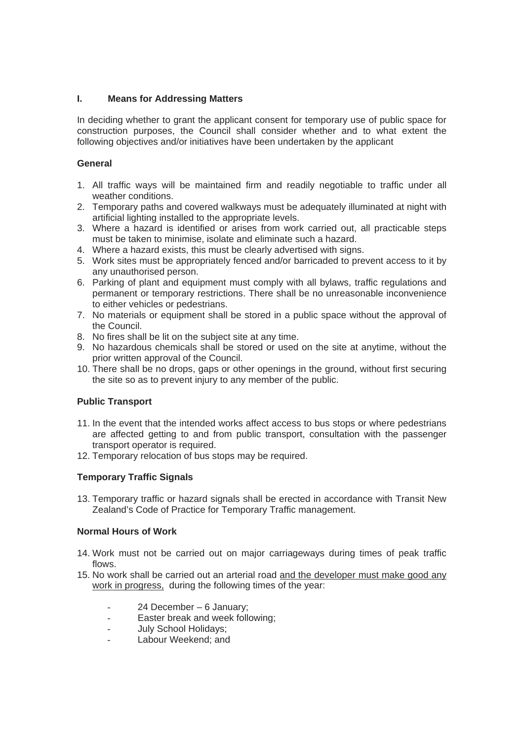## I. Means for Addressing Matters

In deciding whether to grant the applicant consent for temporary use of public space for construction purposes, the Council shall consider whether and to what extent the following objectives and/or initiatives have been undertaken by the applicant

### General

1. All traffic ways will be maintained firm and readily negotiable to traffic under all weather conditions.
2. Temporary paths and covered walkways must be adequately illuminated at night with artificial lighting installed to the appropriate levels.
3. Where a hazard is identified or arises from work carried out, all practicable steps must be taken to minimise, isolate and eliminate such a hazard.
4. Where a hazard exists, this must be clearly advertised with signs.
5. Work sites must be appropriately fenced and/or barricaded to prevent access to it by any unauthorised person.
6. Parking of plant and equipment must comply with all bylaws, traffic regulations and permanent or temporary restrictions. There shall be no unreasonable inconvenience to either vehicles or pedestrians.
7. No materials or equipment shall be stored in a public space without the approval of the Council.
8. No fires shall be lit on the subject site at any time.
9. No hazardous chemicals shall be stored or used on the site at anytime, without the prior written approval of the Council.
10. There shall be no drops, gaps or other openings in the ground, without first securing the site so as to prevent injury to any member of the public.

### Public Transport

11. In the event that the intended works affect access to bus stops or where pedestrians are affected getting to and from public transport, consultation with the passenger transport operator is required.
12. Temporary relocation of bus stops may be required.

### Temporary Traffic Signals

13. Temporary traffic or hazard signals shall be erected in accordance with Transit New Zealand's Code of Practice for Temporary Traffic management.

### Normal Hours of Work

14. Work must not be carried out on major carriageways during times of peak traffic flows.
15. No work shall be carried out an arterial road <u>and the developer must make good any work in progress,</u> during the following times of the year:

    - 24 December – 6 January;
    - Easter break and week following;
    - July School Holidays;
    - Labour Weekend; and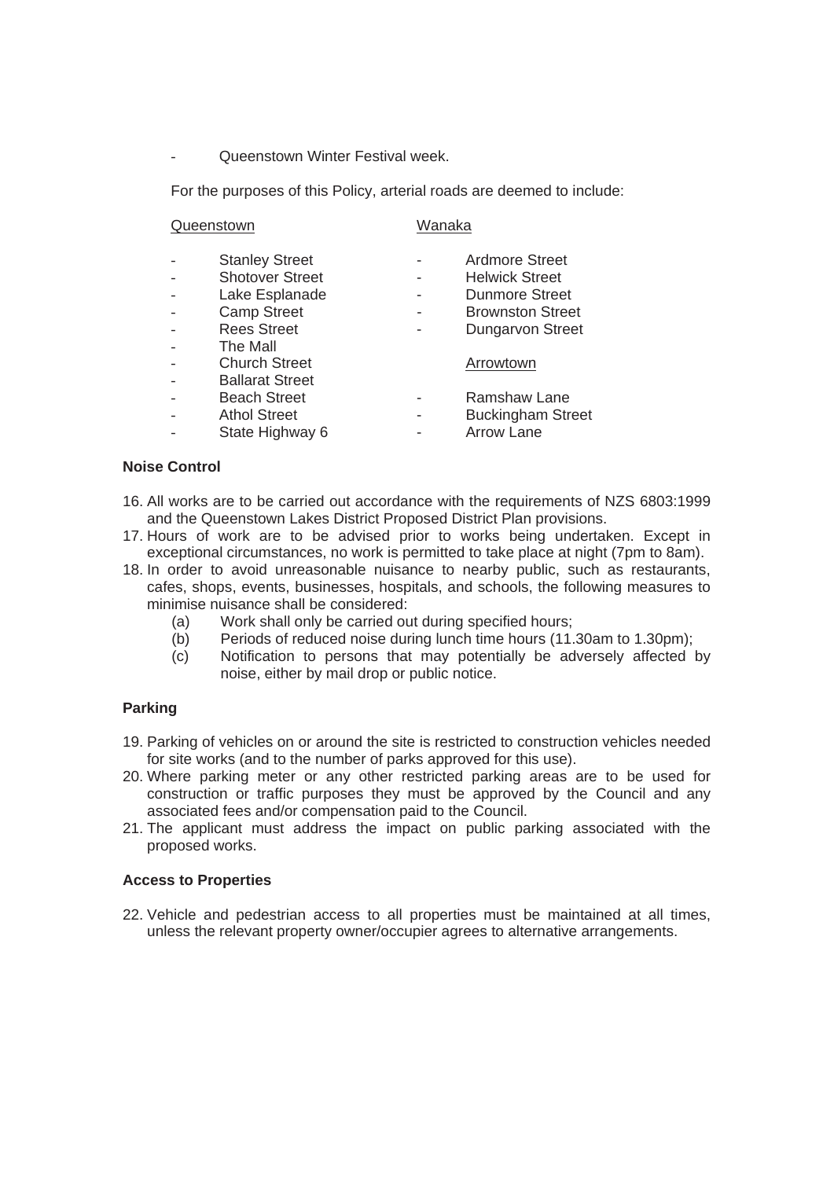- Queenstown Winter Festival week.

For the purposes of this Policy, arterial roads are deemed to include:

Queenstown

- Stanley Street
- Shotover Street
- Lake Esplanade
- Camp Street
- Rees Street
- The Mall
- Church Street
- Ballarat Street
- Beach Street
- Athol Street
- State Highway 6

Wanaka

- Ardmore Street
- Helwick Street
- Dunmore Street
- Brownston Street
- Dungarvon Street

Arrowtown

- Ramshaw Lane
- Buckingham Street
- Arrow Lane

**Noise Control**

16. All works are to be carried out accordance with the requirements of NZS 6803:1999 and the Queenstown Lakes District Proposed District Plan provisions.
17. Hours of work are to be advised prior to works being undertaken. Except in exceptional circumstances, no work is permitted to take place at night (7pm to 8am).
18. In order to avoid unreasonable nuisance to nearby public, such as restaurants, cafes, shops, events, businesses, hospitals, and schools, the following measures to minimise nuisance shall be considered:
    (a) Work shall only be carried out during specified hours;
    (b) Periods of reduced noise during lunch time hours (11.30am to 1.30pm);
    (c) Notification to persons that may potentially be adversely affected by noise, either by mail drop or public notice.

**Parking**

19. Parking of vehicles on or around the site is restricted to construction vehicles needed for site works (and to the number of parks approved for this use).
20. Where parking meter or any other restricted parking areas are to be used for construction or traffic purposes they must be approved by the Council and any associated fees and/or compensation paid to the Council.
21. The applicant must address the impact on public parking associated with the proposed works.

**Access to Properties**

22. Vehicle and pedestrian access to all properties must be maintained at all times, unless the relevant property owner/occupier agrees to alternative arrangements.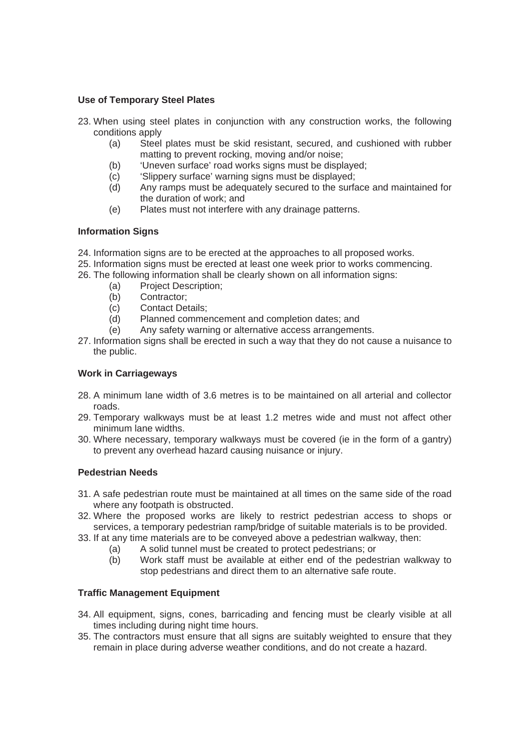**Use of Temporary Steel Plates**

23. When using steel plates in conjunction with any construction works, the following conditions apply
    - (a) Steel plates must be skid resistant, secured, and cushioned with rubber matting to prevent rocking, moving and/or noise;
    - (b) 'Uneven surface' road works signs must be displayed;
    - (c) 'Slippery surface' warning signs must be displayed;
    - (d) Any ramps must be adequately secured to the surface and maintained for the duration of work; and
    - (e) Plates must not interfere with any drainage patterns.

**Information Signs**

24. Information signs are to be erected at the approaches to all proposed works.
25. Information signs must be erected at least one week prior to works commencing.
26. The following information shall be clearly shown on all information signs:
    - (a) Project Description;
    - (b) Contractor;
    - (c) Contact Details;
    - (d) Planned commencement and completion dates; and
    - (e) Any safety warning or alternative access arrangements.
27. Information signs shall be erected in such a way that they do not cause a nuisance to the public.

**Work in Carriageways**

28. A minimum lane width of 3.6 metres is to be maintained on all arterial and collector roads.
29. Temporary walkways must be at least 1.2 metres wide and must not affect other minimum lane widths.
30. Where necessary, temporary walkways must be covered (ie in the form of a gantry) to prevent any overhead hazard causing nuisance or injury.

**Pedestrian Needs**

31. A safe pedestrian route must be maintained at all times on the same side of the road where any footpath is obstructed.
32. Where the proposed works are likely to restrict pedestrian access to shops or services, a temporary pedestrian ramp/bridge of suitable materials is to be provided.
33. If at any time materials are to be conveyed above a pedestrian walkway, then:
    - (a) A solid tunnel must be created to protect pedestrians; or
    - (b) Work staff must be available at either end of the pedestrian walkway to stop pedestrians and direct them to an alternative safe route.

**Traffic Management Equipment**

34. All equipment, signs, cones, barricading and fencing must be clearly visible at all times including during night time hours.
35. The contractors must ensure that all signs are suitably weighted to ensure that they remain in place during adverse weather conditions, and do not create a hazard.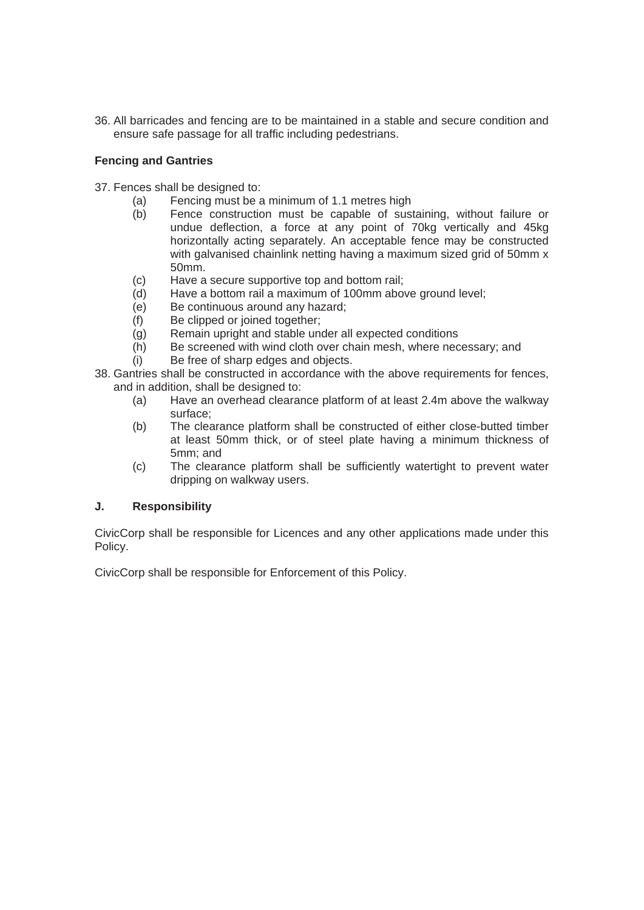36. All barricades and fencing are to be maintained in a stable and secure condition and ensure safe passage for all traffic including pedestrians.

**Fencing and Gantries**

37. Fences shall be designed to:
    - (a) Fencing must be a minimum of 1.1 metres high
    - (b) Fence construction must be capable of sustaining, without failure or undue deflection, a force at any point of 70kg vertically and 45kg horizontally acting separately. An acceptable fence may be constructed with galvanised chainlink netting having a maximum sized grid of 50mm x 50mm.
    - (c) Have a secure supportive top and bottom rail;
    - (d) Have a bottom rail a maximum of 100mm above ground level;
    - (e) Be continuous around any hazard;
    - (f) Be clipped or joined together;
    - (g) Remain upright and stable under all expected conditions
    - (h) Be screened with wind cloth over chain mesh, where necessary; and
    - (i) Be free of sharp edges and objects.
38. Gantries shall be constructed in accordance with the above requirements for fences, and in addition, shall be designed to:
    - (a) Have an overhead clearance platform of at least 2.4m above the walkway surface;
    - (b) The clearance platform shall be constructed of either close-butted timber at least 50mm thick, or of steel plate having a minimum thickness of 5mm; and
    - (c) The clearance platform shall be sufficiently watertight to prevent water dripping on walkway users.

## J. Responsibility

CivicCorp shall be responsible for Licences and any other applications made under this Policy.

CivicCorp shall be responsible for Enforcement of this Policy.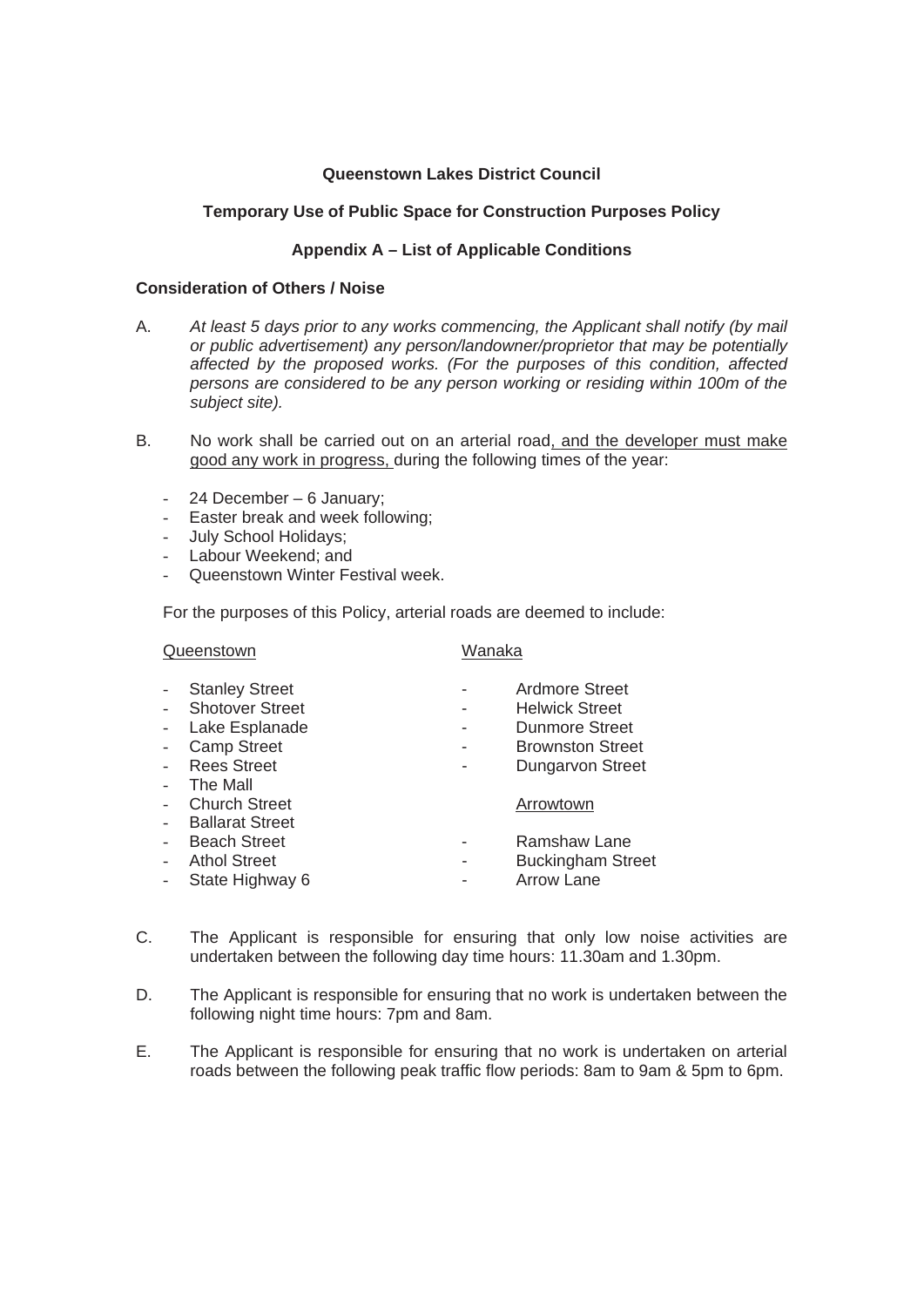**Queenstown Lakes District Council**

**Temporary Use of Public Space for Construction Purposes Policy**

**Appendix A – List of Applicable Conditions**

**Consideration of Others / Noise**

A. *At least 5 days prior to any works commencing, the Applicant shall notify (by mail or public advertisement) any person/landowner/proprietor that may be potentially affected by the proposed works. (For the purposes of this condition, affected persons are considered to be any person working or residing within 100m of the subject site).*

B. No work shall be carried out on an arterial road<u>, and the developer must make good any work in progress, </u>during the following times of the year:

- 24 December – 6 January;
- Easter break and week following;
- July School Holidays;
- Labour Weekend; and
- Queenstown Winter Festival week.

For the purposes of this Policy, arterial roads are deemed to include:

<u>Queenstown</u>

- Stanley Street
- Shotover Street
- Lake Esplanade
- Camp Street
- Rees Street
- The Mall
- Church Street
- Ballarat Street
- Beach Street
- Athol Street
- State Highway 6

<u>Wanaka</u>

- Ardmore Street
- Helwick Street
- Dunmore Street
- Brownston Street
- Dungarvon Street

<u>Arrowtown</u>

- Ramshaw Lane
- Buckingham Street
- Arrow Lane

C. The Applicant is responsible for ensuring that only low noise activities are undertaken between the following day time hours: 11.30am and 1.30pm.

D. The Applicant is responsible for ensuring that no work is undertaken between the following night time hours: 7pm and 8am.

E. The Applicant is responsible for ensuring that no work is undertaken on arterial roads between the following peak traffic flow periods: 8am to 9am & 5pm to 6pm.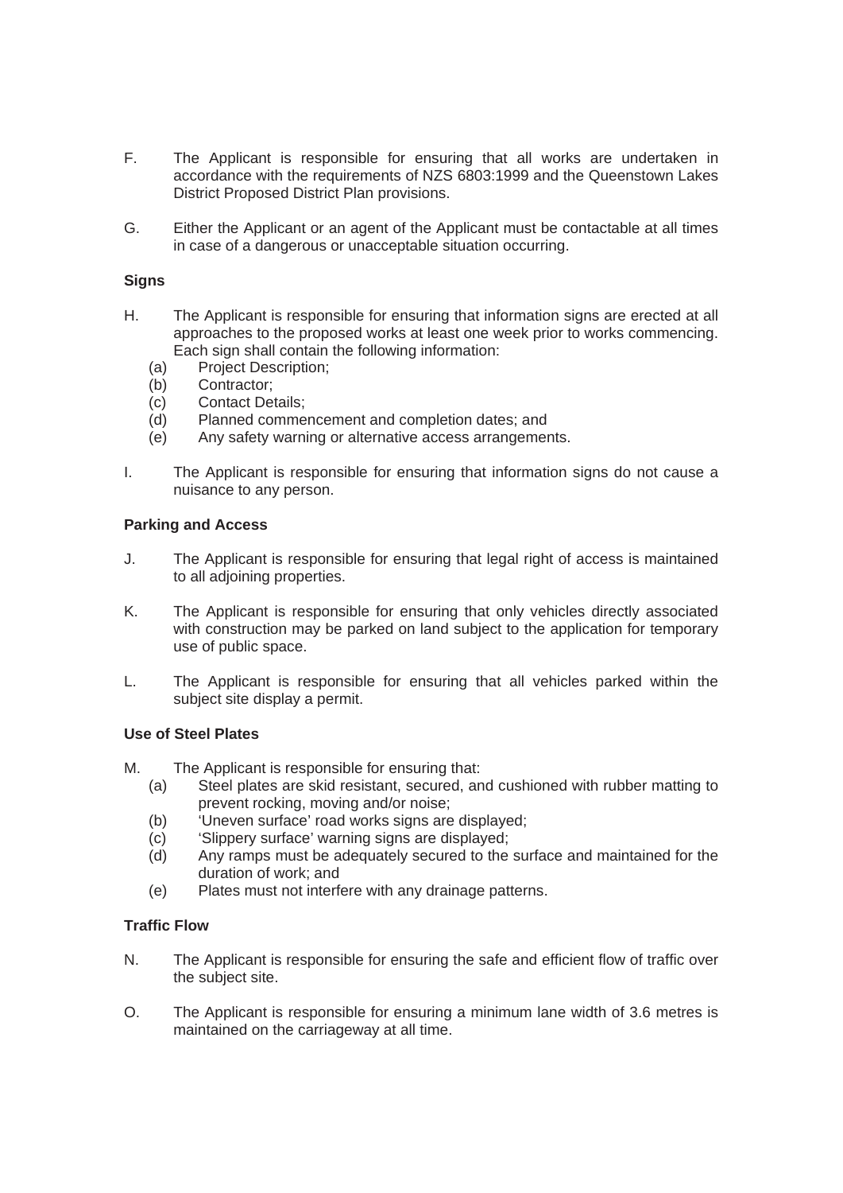F. The Applicant is responsible for ensuring that all works are undertaken in accordance with the requirements of NZS 6803:1999 and the Queenstown Lakes District Proposed District Plan provisions.

G. Either the Applicant or an agent of the Applicant must be contactable at all times in case of a dangerous or unacceptable situation occurring.

**Signs**

H. The Applicant is responsible for ensuring that information signs are erected at all approaches to the proposed works at least one week prior to works commencing. Each sign shall contain the following information:
   (a) Project Description;
   (b) Contractor;
   (c) Contact Details;
   (d) Planned commencement and completion dates; and
   (e) Any safety warning or alternative access arrangements.

I. The Applicant is responsible for ensuring that information signs do not cause a nuisance to any person.

**Parking and Access**

J. The Applicant is responsible for ensuring that legal right of access is maintained to all adjoining properties.

K. The Applicant is responsible for ensuring that only vehicles directly associated with construction may be parked on land subject to the application for temporary use of public space.

L. The Applicant is responsible for ensuring that all vehicles parked within the subject site display a permit.

**Use of Steel Plates**

M. The Applicant is responsible for ensuring that:
   (a) Steel plates are skid resistant, secured, and cushioned with rubber matting to prevent rocking, moving and/or noise;
   (b) 'Uneven surface' road works signs are displayed;
   (c) 'Slippery surface' warning signs are displayed;
   (d) Any ramps must be adequately secured to the surface and maintained for the duration of work; and
   (e) Plates must not interfere with any drainage patterns.

**Traffic Flow**

N. The Applicant is responsible for ensuring the safe and efficient flow of traffic over the subject site.

O. The Applicant is responsible for ensuring a minimum lane width of 3.6 metres is maintained on the carriageway at all time.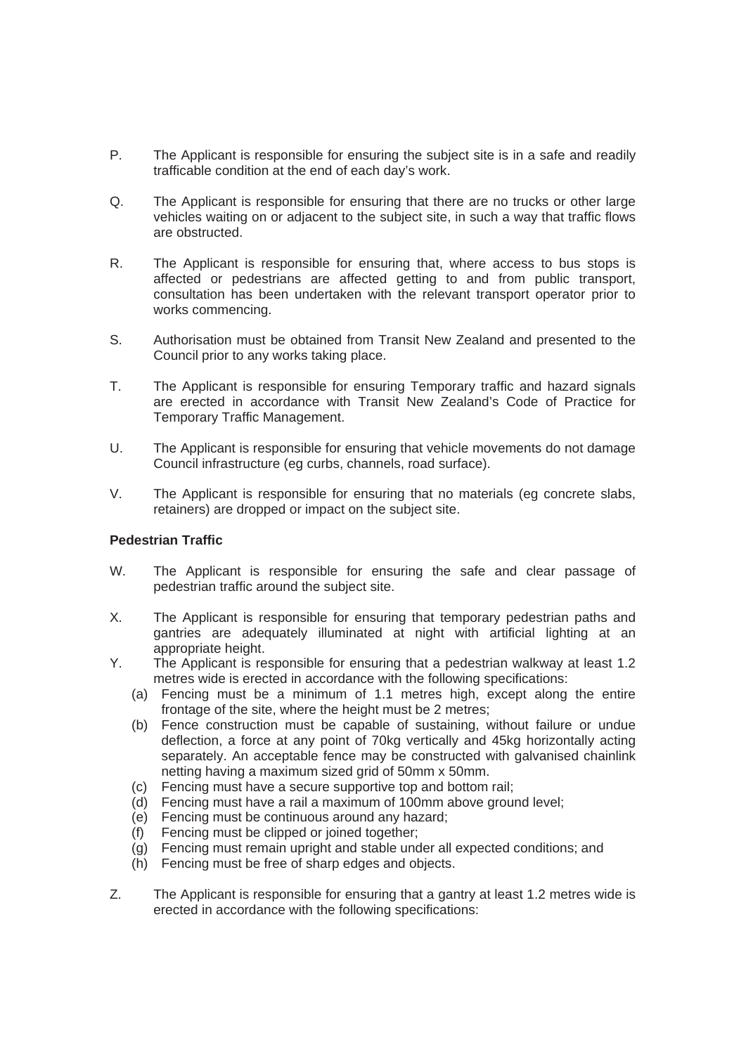P. The Applicant is responsible for ensuring the subject site is in a safe and readily trafficable condition at the end of each day's work.

Q. The Applicant is responsible for ensuring that there are no trucks or other large vehicles waiting on or adjacent to the subject site, in such a way that traffic flows are obstructed.

R. The Applicant is responsible for ensuring that, where access to bus stops is affected or pedestrians are affected getting to and from public transport, consultation has been undertaken with the relevant transport operator prior to works commencing.

S. Authorisation must be obtained from Transit New Zealand and presented to the Council prior to any works taking place.

T. The Applicant is responsible for ensuring Temporary traffic and hazard signals are erected in accordance with Transit New Zealand's Code of Practice for Temporary Traffic Management.

U. The Applicant is responsible for ensuring that vehicle movements do not damage Council infrastructure (eg curbs, channels, road surface).

V. The Applicant is responsible for ensuring that no materials (eg concrete slabs, retainers) are dropped or impact on the subject site.

**Pedestrian Traffic**

W. The Applicant is responsible for ensuring the safe and clear passage of pedestrian traffic around the subject site.

X. The Applicant is responsible for ensuring that temporary pedestrian paths and gantries are adequately illuminated at night with artificial lighting at an appropriate height.

Y. The Applicant is responsible for ensuring that a pedestrian walkway at least 1.2 metres wide is erected in accordance with the following specifications:

   (a) Fencing must be a minimum of 1.1 metres high, except along the entire frontage of the site, where the height must be 2 metres;
   (b) Fence construction must be capable of sustaining, without failure or undue deflection, a force at any point of 70kg vertically and 45kg horizontally acting separately. An acceptable fence may be constructed with galvanised chainlink netting having a maximum sized grid of 50mm x 50mm.
   (c) Fencing must have a secure supportive top and bottom rail;
   (d) Fencing must have a rail a maximum of 100mm above ground level;
   (e) Fencing must be continuous around any hazard;
   (f) Fencing must be clipped or joined together;
   (g) Fencing must remain upright and stable under all expected conditions; and
   (h) Fencing must be free of sharp edges and objects.

Z. The Applicant is responsible for ensuring that a gantry at least 1.2 metres wide is erected in accordance with the following specifications: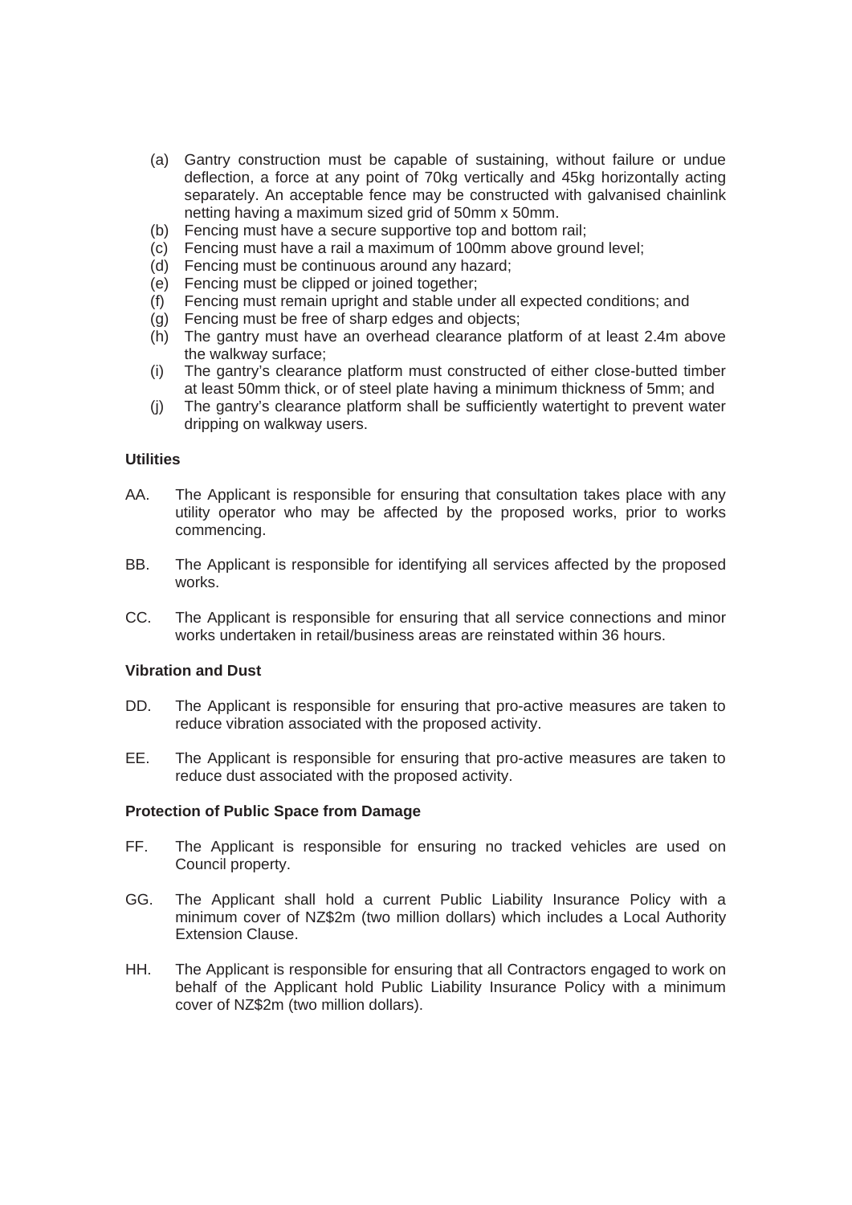(a) Gantry construction must be capable of sustaining, without failure or undue deflection, a force at any point of 70kg vertically and 45kg horizontally acting separately. An acceptable fence may be constructed with galvanised chainlink netting having a maximum sized grid of 50mm x 50mm.
(b) Fencing must have a secure supportive top and bottom rail;
(c) Fencing must have a rail a maximum of 100mm above ground level;
(d) Fencing must be continuous around any hazard;
(e) Fencing must be clipped or joined together;
(f) Fencing must remain upright and stable under all expected conditions; and
(g) Fencing must be free of sharp edges and objects;
(h) The gantry must have an overhead clearance platform of at least 2.4m above the walkway surface;
(i) The gantry's clearance platform must constructed of either close-butted timber at least 50mm thick, or of steel plate having a minimum thickness of 5mm; and
(j) The gantry's clearance platform shall be sufficiently watertight to prevent water dripping on walkway users.

**Utilities**

AA. The Applicant is responsible for ensuring that consultation takes place with any utility operator who may be affected by the proposed works, prior to works commencing.

BB. The Applicant is responsible for identifying all services affected by the proposed works.

CC. The Applicant is responsible for ensuring that all service connections and minor works undertaken in retail/business areas are reinstated within 36 hours.

**Vibration and Dust**

DD. The Applicant is responsible for ensuring that pro-active measures are taken to reduce vibration associated with the proposed activity.

EE. The Applicant is responsible for ensuring that pro-active measures are taken to reduce dust associated with the proposed activity.

**Protection of Public Space from Damage**

FF. The Applicant is responsible for ensuring no tracked vehicles are used on Council property.

GG. The Applicant shall hold a current Public Liability Insurance Policy with a minimum cover of NZ$2m (two million dollars) which includes a Local Authority Extension Clause.

HH. The Applicant is responsible for ensuring that all Contractors engaged to work on behalf of the Applicant hold Public Liability Insurance Policy with a minimum cover of NZ$2m (two million dollars).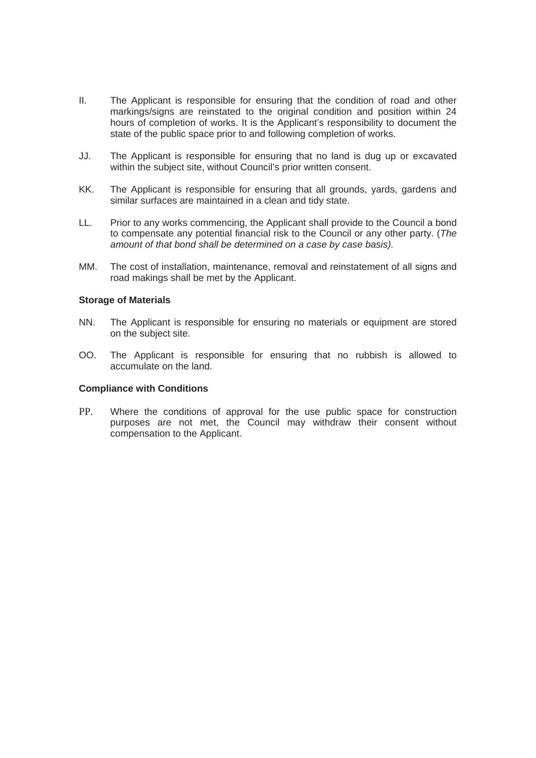II. The Applicant is responsible for ensuring that the condition of road and other markings/signs are reinstated to the original condition and position within 24 hours of completion of works. It is the Applicant's responsibility to document the state of the public space prior to and following completion of works.

JJ. The Applicant is responsible for ensuring that no land is dug up or excavated within the subject site, without Council's prior written consent.

KK. The Applicant is responsible for ensuring that all grounds, yards, gardens and similar surfaces are maintained in a clean and tidy state.

LL. Prior to any works commencing, the Applicant shall provide to the Council a bond to compensate any potential financial risk to the Council or any other party. (*The amount of that bond shall be determined on a case by case basis).*

MM. The cost of installation, maintenance, removal and reinstatement of all signs and road makings shall be met by the Applicant.

**Storage of Materials**

NN. The Applicant is responsible for ensuring no materials or equipment are stored on the subject site.

OO. The Applicant is responsible for ensuring that no rubbish is allowed to accumulate on the land.

**Compliance with Conditions**

PP. Where the conditions of approval for the use public space for construction purposes are not met, the Council may withdraw their consent without compensation to the Applicant.